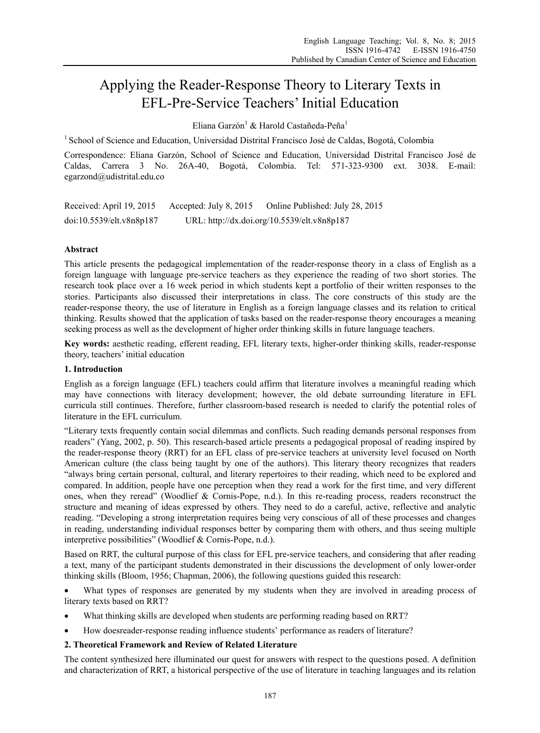# Applying the Reader-Response Theory to Literary Texts in EFL-Pre-Service Teachers' Initial Education

Eliana Garzón[1] & Harold Castañeda-Peña[1]

[1] School of Science and Education, Universidad Distrital Francisco José de Caldas, Bogotá, Colombia

Correspondence: Eliana Garzón, School of Science and Education, Universidad Distrital Francisco José de Caldas, Carrera 3 No. 26A-40, Bogotá, Colombia. Tel: 571-323-9300 ext. 3038. E-mail: egarzond@udistrital.edu.co

Received: April 19, 2015 Accepted: July 8, 2015 Online Published: July 28, 2015

doi:10.5539/elt.v8n8p187 URL: http://dx.doi.org/10.5539/elt.v8n8p187

## Abstract

This article presents the pedagogical implementation of the reader-response theory in a class of English as a foreign language with language pre-service teachers as they experience the reading of two short stories. The research took place over a 16 week period in which students kept a portfolio of their written responses to the stories. Participants also discussed their interpretations in class. The core constructs of this study are the reader-response theory, the use of literature in English as a foreign language classes and its relation to critical thinking. Results showed that the application of tasks based on the reader-response theory encourages a meaning seeking process as well as the development of higher order thinking skills in future language teachers.

**Key words:** aesthetic reading, efferent reading, EFL literary texts, higher-order thinking skills, reader-response theory, teachers' initial education

## 1. Introduction

English as a foreign language (EFL) teachers could affirm that literature involves a meaningful reading which may have connections with literacy development; however, the old debate surrounding literature in EFL curricula still continues. Therefore, further classroom-based research is needed to clarify the potential roles of literature in the EFL curriculum.

"Literary texts frequently contain social dilemmas and conflicts. Such reading demands personal responses from readers" (Yang, 2002, p. 50). This research-based article presents a pedagogical proposal of reading inspired by the reader-response theory (RRT) for an EFL class of pre-service teachers at university level focused on North American culture (the class being taught by one of the authors). This literary theory recognizes that readers "always bring certain personal, cultural, and literary repertoires to their reading, which need to be explored and compared. In addition, people have one perception when they read a work for the first time, and very different ones, when they reread" (Woodlief & Cornis-Pope, n.d.). In this re-reading process, readers reconstruct the structure and meaning of ideas expressed by others. They need to do a careful, active, reflective and analytic reading. "Developing a strong interpretation requires being very conscious of all of these processes and changes in reading, understanding individual responses better by comparing them with others, and thus seeing multiple interpretive possibilities" (Woodlief & Cornis-Pope, n.d.).

Based on RRT, the cultural purpose of this class for EFL pre-service teachers, and considering that after reading a text, many of the participant students demonstrated in their discussions the development of only lower-order thinking skills (Bloom, 1956; Chapman, 2006), the following questions guided this research:

- What types of responses are generated by my students when they are involved in areading process of literary texts based on RRT?
- What thinking skills are developed when students are performing reading based on RRT?
- How doesreader-response reading influence students' performance as readers of literature?

## 2. Theoretical Framework and Review of Related Literature

The content synthesized here illuminated our quest for answers with respect to the questions posed. A definition and characterization of RRT, a historical perspective of the use of literature in teaching languages and its relation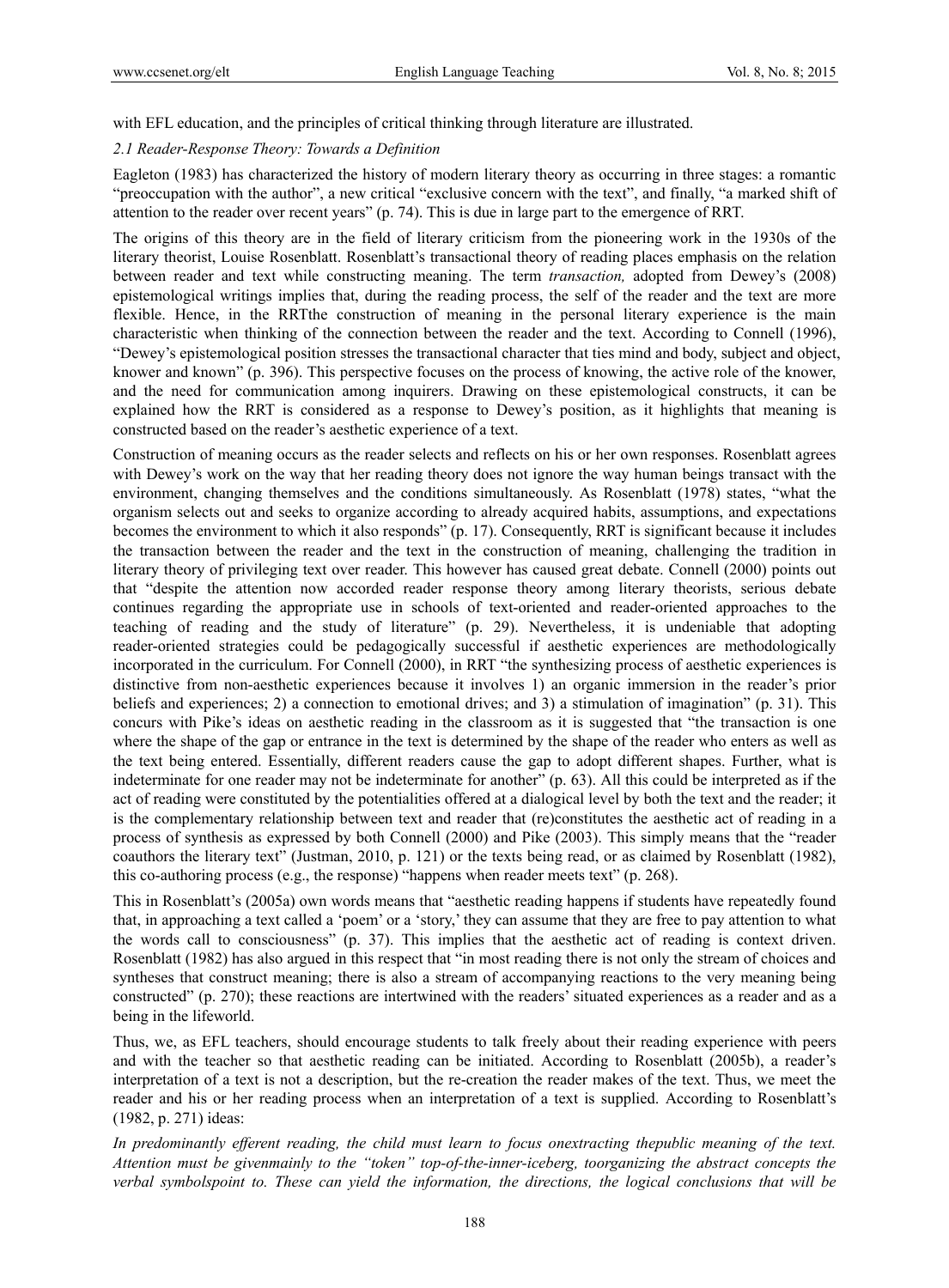with EFL education, and the principles of critical thinking through literature are illustrated.

*2.1 Reader-Response Theory: Towards a Definition*

Eagleton (1983) has characterized the history of modern literary theory as occurring in three stages: a romantic "preoccupation with the author", a new critical "exclusive concern with the text", and finally, "a marked shift of attention to the reader over recent years" (p. 74). This is due in large part to the emergence of RRT.

The origins of this theory are in the field of literary criticism from the pioneering work in the 1930s of the literary theorist, Louise Rosenblatt. Rosenblatt's transactional theory of reading places emphasis on the relation between reader and text while constructing meaning. The term *transaction,* adopted from Dewey's (2008) epistemological writings implies that, during the reading process, the self of the reader and the text are more flexible. Hence, in the RRTthe construction of meaning in the personal literary experience is the main characteristic when thinking of the connection between the reader and the text. According to Connell (1996), "Dewey's epistemological position stresses the transactional character that ties mind and body, subject and object, knower and known" (p. 396). This perspective focuses on the process of knowing, the active role of the knower, and the need for communication among inquirers. Drawing on these epistemological constructs, it can be explained how the RRT is considered as a response to Dewey's position, as it highlights that meaning is constructed based on the reader's aesthetic experience of a text.

Construction of meaning occurs as the reader selects and reflects on his or her own responses. Rosenblatt agrees with Dewey's work on the way that her reading theory does not ignore the way human beings transact with the environment, changing themselves and the conditions simultaneously. As Rosenblatt (1978) states, "what the organism selects out and seeks to organize according to already acquired habits, assumptions, and expectations becomes the environment to which it also responds" (p. 17). Consequently, RRT is significant because it includes the transaction between the reader and the text in the construction of meaning, challenging the tradition in literary theory of privileging text over reader. This however has caused great debate. Connell (2000) points out that "despite the attention now accorded reader response theory among literary theorists, serious debate continues regarding the appropriate use in schools of text-oriented and reader-oriented approaches to the teaching of reading and the study of literature" (p. 29). Nevertheless, it is undeniable that adopting reader-oriented strategies could be pedagogically successful if aesthetic experiences are methodologically incorporated in the curriculum. For Connell (2000), in RRT "the synthesizing process of aesthetic experiences is distinctive from non-aesthetic experiences because it involves 1) an organic immersion in the reader's prior beliefs and experiences; 2) a connection to emotional drives; and 3) a stimulation of imagination" (p. 31). This concurs with Pike's ideas on aesthetic reading in the classroom as it is suggested that "the transaction is one where the shape of the gap or entrance in the text is determined by the shape of the reader who enters as well as the text being entered. Essentially, different readers cause the gap to adopt different shapes. Further, what is indeterminate for one reader may not be indeterminate for another" (p. 63). All this could be interpreted as if the act of reading were constituted by the potentialities offered at a dialogical level by both the text and the reader; it is the complementary relationship between text and reader that (re)constitutes the aesthetic act of reading in a process of synthesis as expressed by both Connell (2000) and Pike (2003). This simply means that the "reader coauthors the literary text" (Justman, 2010, p. 121) or the texts being read, or as claimed by Rosenblatt (1982), this co-authoring process (e.g., the response) "happens when reader meets text" (p. 268).

This in Rosenblatt's (2005a) own words means that "aesthetic reading happens if students have repeatedly found that, in approaching a text called a 'poem' or a 'story,' they can assume that they are free to pay attention to what the words call to consciousness" (p. 37). This implies that the aesthetic act of reading is context driven. Rosenblatt (1982) has also argued in this respect that "in most reading there is not only the stream of choices and syntheses that construct meaning; there is also a stream of accompanying reactions to the very meaning being constructed" (p. 270); these reactions are intertwined with the readers' situated experiences as a reader and as a being in the lifeworld.

Thus, we, as EFL teachers, should encourage students to talk freely about their reading experience with peers and with the teacher so that aesthetic reading can be initiated. According to Rosenblatt (2005b), a reader's interpretation of a text is not a description, but the re-creation the reader makes of the text. Thus, we meet the reader and his or her reading process when an interpretation of a text is supplied. According to Rosenblatt's (1982, p. 271) ideas:

*In predominantly efferent reading, the child must learn to focus onextracting thepublic meaning of the text. Attention must be givenmainly to the "token" top-of-the-inner-iceberg, toorganizing the abstract concepts the verbal symbolspoint to. These can yield the information, the directions, the logical conclusions that will be*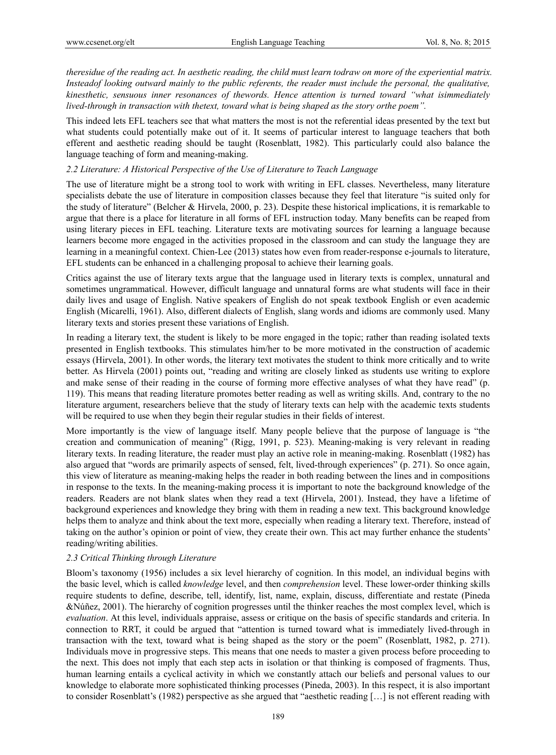*theresidue of the reading act. In aesthetic reading, the child must learn todraw on more of the experiential matrix. Insteadof looking outward mainly to the public referents, the reader must include the personal, the qualitative, kinesthetic, sensuous inner resonances of thewords. Hence attention is turned toward "what isimmediately lived-through in transaction with thetext, toward what is being shaped as the story orthe poem".*

This indeed lets EFL teachers see that what matters the most is not the referential ideas presented by the text but what students could potentially make out of it. It seems of particular interest to language teachers that both efferent and aesthetic reading should be taught (Rosenblatt, 1982). This particularly could also balance the language teaching of form and meaning-making.

### *2.2 Literature: A Historical Perspective of the Use of Literature to Teach Language*

The use of literature might be a strong tool to work with writing in EFL classes. Nevertheless, many literature specialists debate the use of literature in composition classes because they feel that literature "is suited only for the study of literature" (Belcher & Hirvela, 2000, p. 23). Despite these historical implications, it is remarkable to argue that there is a place for literature in all forms of EFL instruction today. Many benefits can be reaped from using literary pieces in EFL teaching. Literature texts are motivating sources for learning a language because learners become more engaged in the activities proposed in the classroom and can study the language they are learning in a meaningful context. Chien-Lee (2013) states how even from reader-response e-journals to literature, EFL students can be enhanced in a challenging proposal to achieve their learning goals.

Critics against the use of literary texts argue that the language used in literary texts is complex, unnatural and sometimes ungrammatical. However, difficult language and unnatural forms are what students will face in their daily lives and usage of English. Native speakers of English do not speak textbook English or even academic English (Micarelli, 1961). Also, different dialects of English, slang words and idioms are commonly used. Many literary texts and stories present these variations of English.

In reading a literary text, the student is likely to be more engaged in the topic; rather than reading isolated texts presented in English textbooks. This stimulates him/her to be more motivated in the construction of academic essays (Hirvela, 2001). In other words, the literary text motivates the student to think more critically and to write better. As Hirvela (2001) points out, "reading and writing are closely linked as students use writing to explore and make sense of their reading in the course of forming more effective analyses of what they have read" (p. 119). This means that reading literature promotes better reading as well as writing skills. And, contrary to the no literature argument, researchers believe that the study of literary texts can help with the academic texts students will be required to use when they begin their regular studies in their fields of interest.

More importantly is the view of language itself. Many people believe that the purpose of language is "the creation and communication of meaning" (Rigg, 1991, p. 523). Meaning-making is very relevant in reading literary texts. In reading literature, the reader must play an active role in meaning-making. Rosenblatt (1982) has also argued that "words are primarily aspects of sensed, felt, lived-through experiences" (p. 271). So once again, this view of literature as meaning-making helps the reader in both reading between the lines and in compositions in response to the texts. In the meaning-making process it is important to note the background knowledge of the readers. Readers are not blank slates when they read a text (Hirvela, 2001). Instead, they have a lifetime of background experiences and knowledge they bring with them in reading a new text. This background knowledge helps them to analyze and think about the text more, especially when reading a literary text. Therefore, instead of taking on the author's opinion or point of view, they create their own. This act may further enhance the students' reading/writing abilities.

### *2.3 Critical Thinking through Literature*

Bloom's taxonomy (1956) includes a six level hierarchy of cognition. In this model, an individual begins with the basic level, which is called *knowledge* level, and then *comprehension* level. These lower-order thinking skills require students to define, describe, tell, identify, list, name, explain, discuss, differentiate and restate (Pineda &Núñez, 2001). The hierarchy of cognition progresses until the thinker reaches the most complex level, which is *evaluation*. At this level, individuals appraise, assess or critique on the basis of specific standards and criteria. In connection to RRT, it could be argued that "attention is turned toward what is immediately lived-through in transaction with the text, toward what is being shaped as the story or the poem" (Rosenblatt, 1982, p. 271). Individuals move in progressive steps. This means that one needs to master a given process before proceeding to the next. This does not imply that each step acts in isolation or that thinking is composed of fragments. Thus, human learning entails a cyclical activity in which we constantly attach our beliefs and personal values to our knowledge to elaborate more sophisticated thinking processes (Pineda, 2003). In this respect, it is also important to consider Rosenblatt's (1982) perspective as she argued that "aesthetic reading […] is not efferent reading with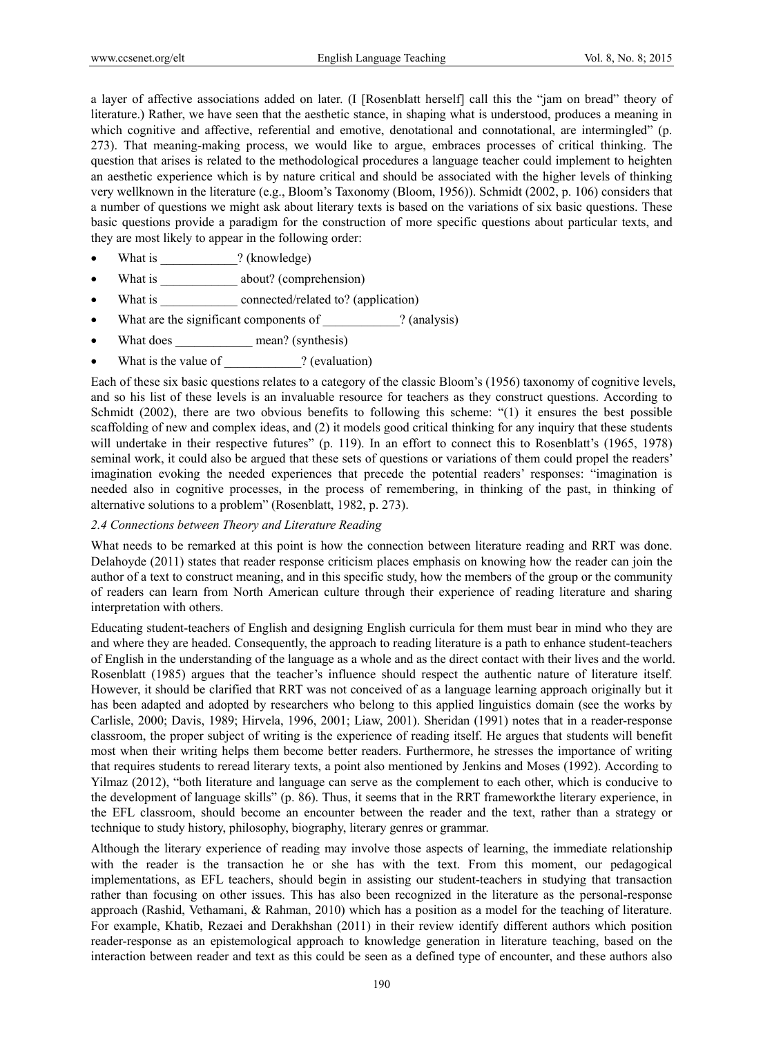a layer of affective associations added on later. (I [Rosenblatt herself] call this the "jam on bread" theory of literature.) Rather, we have seen that the aesthetic stance, in shaping what is understood, produces a meaning in which cognitive and affective, referential and emotive, denotational and connotational, are intermingled" (p. 273). That meaning-making process, we would like to argue, embraces processes of critical thinking. The question that arises is related to the methodological procedures a language teacher could implement to heighten an aesthetic experience which is by nature critical and should be associated with the higher levels of thinking very wellknown in the literature (e.g., Bloom's Taxonomy (Bloom, 1956)). Schmidt (2002, p. 106) considers that a number of questions we might ask about literary texts is based on the variations of six basic questions. These basic questions provide a paradigm for the construction of more specific questions about particular texts, and they are most likely to appear in the following order:

- What is ____________? (knowledge)
- What is ____________ about? (comprehension)
- What is ____________ connected/related to? (application)
- What are the significant components of ____________? (analysis)
- What does ____________ mean? (synthesis)
- What is the value of ____________? (evaluation)

Each of these six basic questions relates to a category of the classic Bloom's (1956) taxonomy of cognitive levels, and so his list of these levels is an invaluable resource for teachers as they construct questions. According to Schmidt (2002), there are two obvious benefits to following this scheme: "(1) it ensures the best possible scaffolding of new and complex ideas, and (2) it models good critical thinking for any inquiry that these students will undertake in their respective futures" (p. 119). In an effort to connect this to Rosenblatt's (1965, 1978) seminal work, it could also be argued that these sets of questions or variations of them could propel the readers' imagination evoking the needed experiences that precede the potential readers' responses: "imagination is needed also in cognitive processes, in the process of remembering, in thinking of the past, in thinking of alternative solutions to a problem" (Rosenblatt, 1982, p. 273).

### *2.4 Connections between Theory and Literature Reading*

What needs to be remarked at this point is how the connection between literature reading and RRT was done. Delahoyde (2011) states that reader response criticism places emphasis on knowing how the reader can join the author of a text to construct meaning, and in this specific study, how the members of the group or the community of readers can learn from North American culture through their experience of reading literature and sharing interpretation with others.

Educating student-teachers of English and designing English curricula for them must bear in mind who they are and where they are headed. Consequently, the approach to reading literature is a path to enhance student-teachers of English in the understanding of the language as a whole and as the direct contact with their lives and the world. Rosenblatt (1985) argues that the teacher's influence should respect the authentic nature of literature itself. However, it should be clarified that RRT was not conceived of as a language learning approach originally but it has been adapted and adopted by researchers who belong to this applied linguistics domain (see the works by Carlisle, 2000; Davis, 1989; Hirvela, 1996, 2001; Liaw, 2001). Sheridan (1991) notes that in a reader-response classroom, the proper subject of writing is the experience of reading itself. He argues that students will benefit most when their writing helps them become better readers. Furthermore, he stresses the importance of writing that requires students to reread literary texts, a point also mentioned by Jenkins and Moses (1992). According to Yilmaz (2012), "both literature and language can serve as the complement to each other, which is conducive to the development of language skills" (p. 86). Thus, it seems that in the RRT frameworkthe literary experience, in the EFL classroom, should become an encounter between the reader and the text, rather than a strategy or technique to study history, philosophy, biography, literary genres or grammar.

Although the literary experience of reading may involve those aspects of learning, the immediate relationship with the reader is the transaction he or she has with the text. From this moment, our pedagogical implementations, as EFL teachers, should begin in assisting our student-teachers in studying that transaction rather than focusing on other issues. This has also been recognized in the literature as the personal-response approach (Rashid, Vethamani, & Rahman, 2010) which has a position as a model for the teaching of literature. For example, Khatib, Rezaei and Derakhshan (2011) in their review identify different authors which position reader-response as an epistemological approach to knowledge generation in literature teaching, based on the interaction between reader and text as this could be seen as a defined type of encounter, and these authors also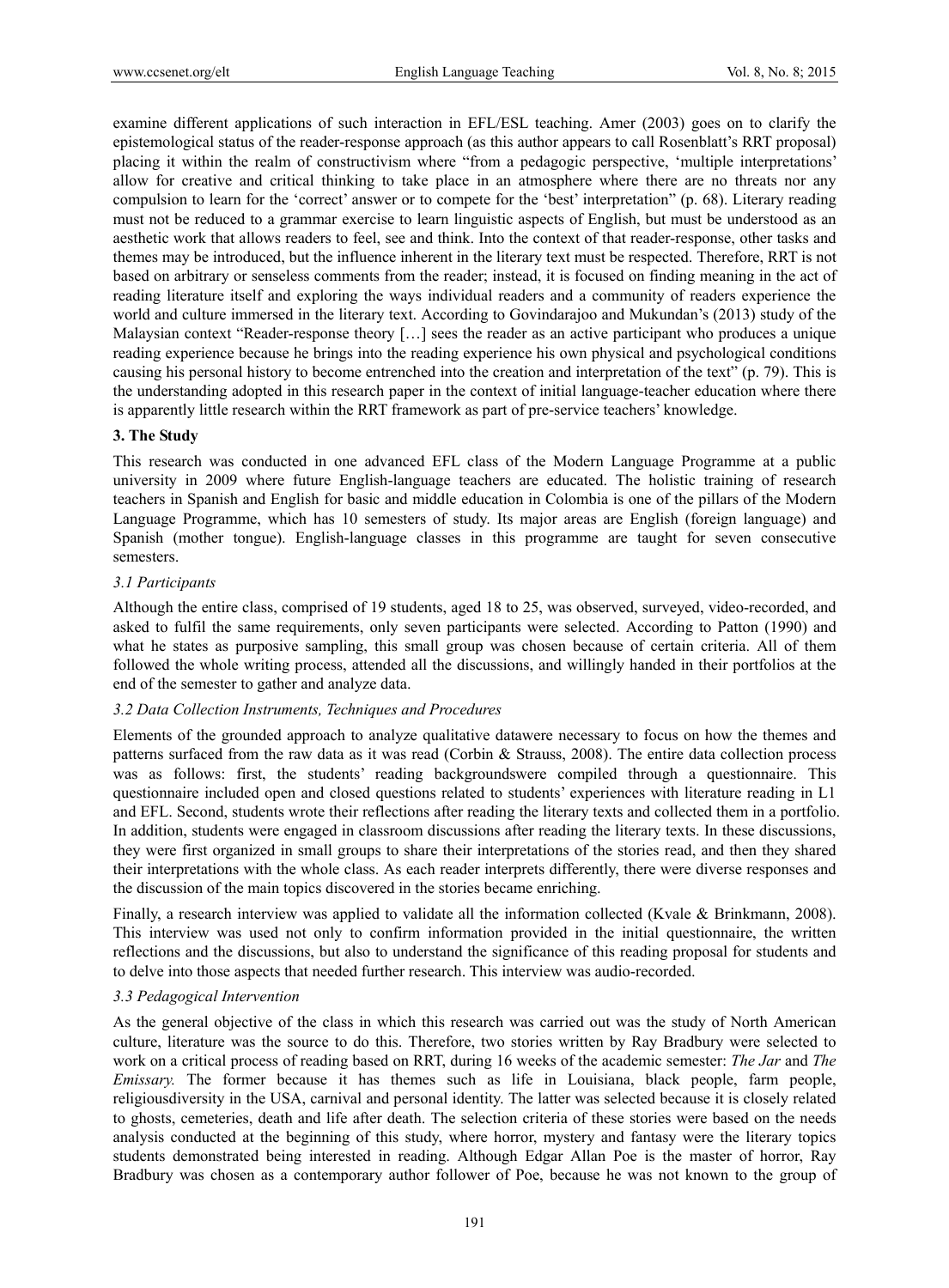examine different applications of such interaction in EFL/ESL teaching. Amer (2003) goes on to clarify the epistemological status of the reader-response approach (as this author appears to call Rosenblatt's RRT proposal) placing it within the realm of constructivism where "from a pedagogic perspective, 'multiple interpretations' allow for creative and critical thinking to take place in an atmosphere where there are no threats nor any compulsion to learn for the 'correct' answer or to compete for the 'best' interpretation" (p. 68). Literary reading must not be reduced to a grammar exercise to learn linguistic aspects of English, but must be understood as an aesthetic work that allows readers to feel, see and think. Into the context of that reader-response, other tasks and themes may be introduced, but the influence inherent in the literary text must be respected. Therefore, RRT is not based on arbitrary or senseless comments from the reader; instead, it is focused on finding meaning in the act of reading literature itself and exploring the ways individual readers and a community of readers experience the world and culture immersed in the literary text. According to Govindarajoo and Mukundan's (2013) study of the Malaysian context "Reader-response theory […] sees the reader as an active participant who produces a unique reading experience because he brings into the reading experience his own physical and psychological conditions causing his personal history to become entrenched into the creation and interpretation of the text" (p. 79). This is the understanding adopted in this research paper in the context of initial language-teacher education where there is apparently little research within the RRT framework as part of pre-service teachers' knowledge.

## 3. The Study

This research was conducted in one advanced EFL class of the Modern Language Programme at a public university in 2009 where future English-language teachers are educated. The holistic training of research teachers in Spanish and English for basic and middle education in Colombia is one of the pillars of the Modern Language Programme, which has 10 semesters of study. Its major areas are English (foreign language) and Spanish (mother tongue). English-language classes in this programme are taught for seven consecutive semesters.

### *3.1 Participants*

Although the entire class, comprised of 19 students, aged 18 to 25, was observed, surveyed, video-recorded, and asked to fulfil the same requirements, only seven participants were selected. According to Patton (1990) and what he states as purposive sampling, this small group was chosen because of certain criteria. All of them followed the whole writing process, attended all the discussions, and willingly handed in their portfolios at the end of the semester to gather and analyze data.

### *3.2 Data Collection Instruments, Techniques and Procedures*

Elements of the grounded approach to analyze qualitative datawere necessary to focus on how the themes and patterns surfaced from the raw data as it was read (Corbin & Strauss, 2008). The entire data collection process was as follows: first, the students' reading backgroundswere compiled through a questionnaire. This questionnaire included open and closed questions related to students' experiences with literature reading in L1 and EFL. Second, students wrote their reflections after reading the literary texts and collected them in a portfolio. In addition, students were engaged in classroom discussions after reading the literary texts. In these discussions, they were first organized in small groups to share their interpretations of the stories read, and then they shared their interpretations with the whole class. As each reader interprets differently, there were diverse responses and the discussion of the main topics discovered in the stories became enriching.

Finally, a research interview was applied to validate all the information collected (Kvale & Brinkmann, 2008). This interview was used not only to confirm information provided in the initial questionnaire, the written reflections and the discussions, but also to understand the significance of this reading proposal for students and to delve into those aspects that needed further research. This interview was audio-recorded.

### *3.3 Pedagogical Intervention*

As the general objective of the class in which this research was carried out was the study of North American culture, literature was the source to do this. Therefore, two stories written by Ray Bradbury were selected to work on a critical process of reading based on RRT, during 16 weeks of the academic semester: *The Jar* and *The Emissary.* The former because it has themes such as life in Louisiana, black people, farm people, religiousdiversity in the USA, carnival and personal identity. The latter was selected because it is closely related to ghosts, cemeteries, death and life after death. The selection criteria of these stories were based on the needs analysis conducted at the beginning of this study, where horror, mystery and fantasy were the literary topics students demonstrated being interested in reading. Although Edgar Allan Poe is the master of horror, Ray Bradbury was chosen as a contemporary author follower of Poe, because he was not known to the group of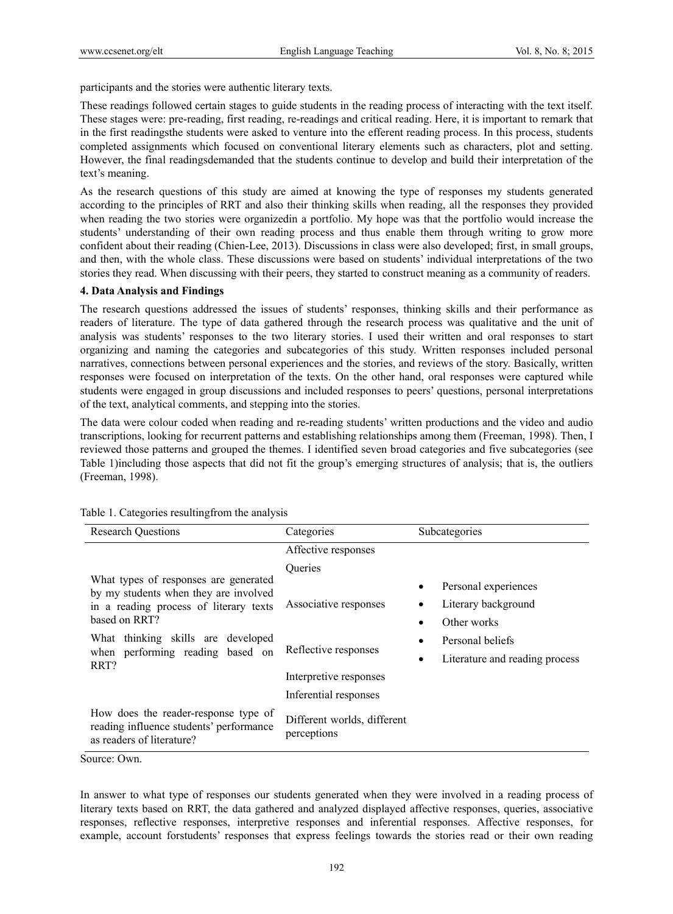participants and the stories were authentic literary texts.

These readings followed certain stages to guide students in the reading process of interacting with the text itself. These stages were: pre-reading, first reading, re-readings and critical reading. Here, it is important to remark that in the first readingsthe students were asked to venture into the efferent reading process. In this process, students completed assignments which focused on conventional literary elements such as characters, plot and setting. However, the final readingsdemanded that the students continue to develop and build their interpretation of the text's meaning.

As the research questions of this study are aimed at knowing the type of responses my students generated according to the principles of RRT and also their thinking skills when reading, all the responses they provided when reading the two stories were organizedin a portfolio. My hope was that the portfolio would increase the students' understanding of their own reading process and thus enable them through writing to grow more confident about their reading (Chien-Lee, 2013). Discussions in class were also developed; first, in small groups, and then, with the whole class. These discussions were based on students' individual interpretations of the two stories they read. When discussing with their peers, they started to construct meaning as a community of readers.

### 4. Data Analysis and Findings

The research questions addressed the issues of students' responses, thinking skills and their performance as readers of literature. The type of data gathered through the research process was qualitative and the unit of analysis was students' responses to the two literary stories. I used their written and oral responses to start organizing and naming the categories and subcategories of this study. Written responses included personal narratives, connections between personal experiences and the stories, and reviews of the story. Basically, written responses were focused on interpretation of the texts. On the other hand, oral responses were captured while students were engaged in group discussions and included responses to peers' questions, personal interpretations of the text, analytical comments, and stepping into the stories.

The data were colour coded when reading and re-reading students' written productions and the video and audio transcriptions, looking for recurrent patterns and establishing relationships among them (Freeman, 1998). Then, I reviewed those patterns and grouped the themes. I identified seven broad categories and five subcategories (see Table 1)including those aspects that did not fit the group's emerging structures of analysis; that is, the outliers (Freeman, 1998).

Table 1. Categories resultingfrom the analysis

| Research Questions | Categories | Subcategories |
|---|---|---|
| What types of responses are generated by my students when they are involved in a reading process of literary texts based on RRT? | Affective responses | |
| | Queries | |
| | Associative responses | • Personal experiences<br>• Literary background<br>• Other works |
| What thinking skills are developed when performing reading based on RRT? | Reflective responses | • Personal beliefs<br>• Literature and reading process |
| | Interpretive responses | |
| | Inferential responses | |
| How does the reader-response type of reading influence students' performance as readers of literature? | Different worlds, different perceptions | |

Source: Own.

In answer to what type of responses our students generated when they were involved in a reading process of literary texts based on RRT, the data gathered and analyzed displayed affective responses, queries, associative responses, reflective responses, interpretive responses and inferential responses. Affective responses, for example, account forstudents' responses that express feelings towards the stories read or their own reading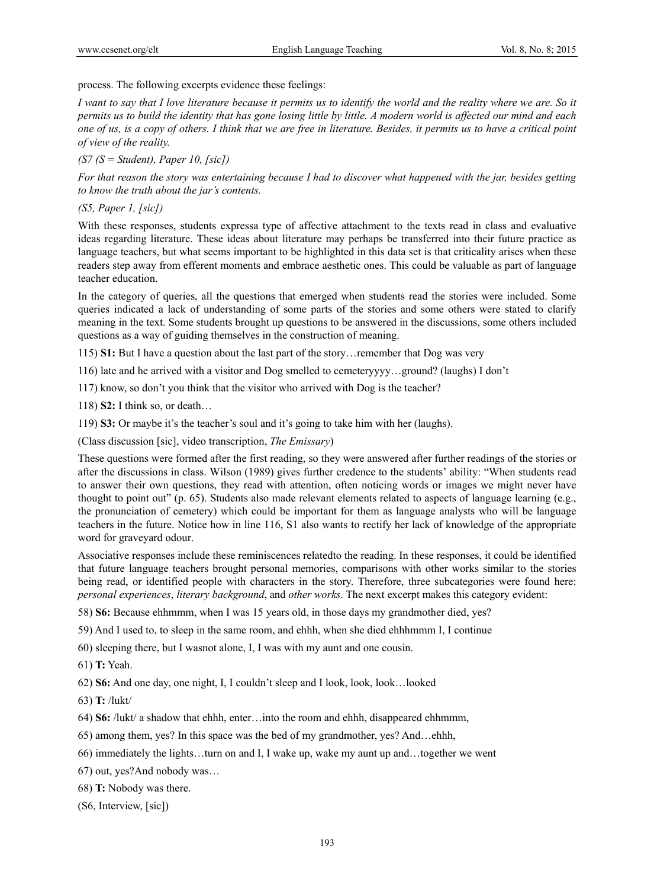process. The following excerpts evidence these feelings:

*I want to say that I love literature because it permits us to identify the world and the reality where we are. So it permits us to build the identity that has gone losing little by little. A modern world is affected our mind and each one of us, is a copy of others. I think that we are free in literature. Besides, it permits us to have a critical point of view of the reality.*

*(S7 (S = Student), Paper 10, [sic])*

*For that reason the story was entertaining because I had to discover what happened with the jar, besides getting to know the truth about the jar's contents.*

*(S5, Paper 1, [sic])*

With these responses, students expressa type of affective attachment to the texts read in class and evaluative ideas regarding literature. These ideas about literature may perhaps be transferred into their future practice as language teachers, but what seems important to be highlighted in this data set is that criticality arises when these readers step away from efferent moments and embrace aesthetic ones. This could be valuable as part of language teacher education.

In the category of queries, all the questions that emerged when students read the stories were included. Some queries indicated a lack of understanding of some parts of the stories and some others were stated to clarify meaning in the text. Some students brought up questions to be answered in the discussions, some others included questions as a way of guiding themselves in the construction of meaning.

115) **S1:** But I have a question about the last part of the story…remember that Dog was very

116) late and he arrived with a visitor and Dog smelled to cemeteryyyy…ground? (laughs) I don't

117) know, so don't you think that the visitor who arrived with Dog is the teacher?

118) **S2:** I think so, or death…

119) **S3:** Or maybe it's the teacher's soul and it's going to take him with her (laughs).

(Class discussion [sic], video transcription, *The Emissary*)

These questions were formed after the first reading, so they were answered after further readings of the stories or after the discussions in class. Wilson (1989) gives further credence to the students' ability: "When students read to answer their own questions, they read with attention, often noticing words or images we might never have thought to point out" (p. 65). Students also made relevant elements related to aspects of language learning (e.g., the pronunciation of cemetery) which could be important for them as language analysts who will be language teachers in the future. Notice how in line 116, S1 also wants to rectify her lack of knowledge of the appropriate word for graveyard odour.

Associative responses include these reminiscences relatedto the reading. In these responses, it could be identified that future language teachers brought personal memories, comparisons with other works similar to the stories being read, or identified people with characters in the story. Therefore, three subcategories were found here: *personal experiences*, *literary background*, and *other works*. The next excerpt makes this category evident:

58) **S6:** Because ehhmmm, when I was 15 years old, in those days my grandmother died, yes?

59) And I used to, to sleep in the same room, and ehhh, when she died ehhhmmm I, I continue

60) sleeping there, but I wasnot alone, I, I was with my aunt and one cousin.

61) **T:** Yeah.

62) **S6:** And one day, one night, I, I couldn't sleep and I look, look, look…looked

63) **T:** /lukt/

64) **S6:** /lukt/ a shadow that ehhh, enter…into the room and ehhh, disappeared ehhmmm,

65) among them, yes? In this space was the bed of my grandmother, yes? And…ehhh,

66) immediately the lights…turn on and I, I wake up, wake my aunt up and…together we went

67) out, yes?And nobody was…

68) **T:** Nobody was there.

(S6, Interview, [sic])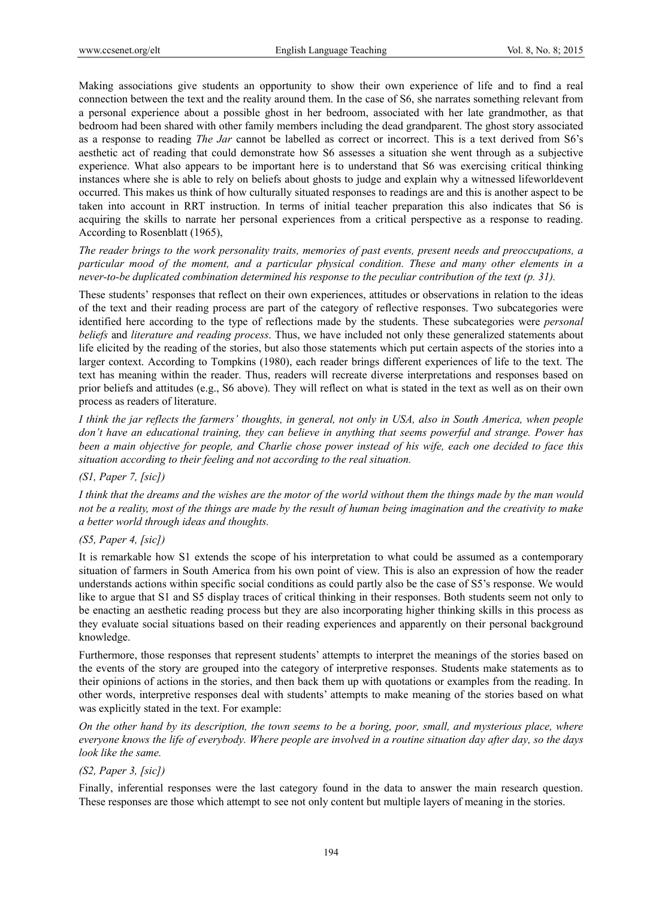Making associations give students an opportunity to show their own experience of life and to find a real connection between the text and the reality around them. In the case of S6, she narrates something relevant from a personal experience about a possible ghost in her bedroom, associated with her late grandmother, as that bedroom had been shared with other family members including the dead grandparent. The ghost story associated as a response to reading *The Jar* cannot be labelled as correct or incorrect. This is a text derived from S6's aesthetic act of reading that could demonstrate how S6 assesses a situation she went through as a subjective experience. What also appears to be important here is to understand that S6 was exercising critical thinking instances where she is able to rely on beliefs about ghosts to judge and explain why a witnessed lifeworldevent occurred. This makes us think of how culturally situated responses to readings are and this is another aspect to be taken into account in RRT instruction. In terms of initial teacher preparation this also indicates that S6 is acquiring the skills to narrate her personal experiences from a critical perspective as a response to reading. According to Rosenblatt (1965),

*The reader brings to the work personality traits, memories of past events, present needs and preoccupations, a particular mood of the moment, and a particular physical condition. These and many other elements in a never-to-be duplicated combination determined his response to the peculiar contribution of the text (p. 31).*

These students' responses that reflect on their own experiences, attitudes or observations in relation to the ideas of the text and their reading process are part of the category of reflective responses. Two subcategories were identified here according to the type of reflections made by the students. These subcategories were *personal beliefs* and *literature and reading process*. Thus, we have included not only these generalized statements about life elicited by the reading of the stories, but also those statements which put certain aspects of the stories into a larger context. According to Tompkins (1980), each reader brings different experiences of life to the text. The text has meaning within the reader. Thus, readers will recreate diverse interpretations and responses based on prior beliefs and attitudes (e.g., S6 above). They will reflect on what is stated in the text as well as on their own process as readers of literature.

*I think the jar reflects the farmers' thoughts, in general, not only in USA, also in South America, when people don't have an educational training, they can believe in anything that seems powerful and strange. Power has been a main objective for people, and Charlie chose power instead of his wife, each one decided to face this situation according to their feeling and not according to the real situation.*

*(S1, Paper 7, [sic])*

*I think that the dreams and the wishes are the motor of the world without them the things made by the man would not be a reality, most of the things are made by the result of human being imagination and the creativity to make a better world through ideas and thoughts.*

*(S5, Paper 4, [sic])*

It is remarkable how S1 extends the scope of his interpretation to what could be assumed as a contemporary situation of farmers in South America from his own point of view. This is also an expression of how the reader understands actions within specific social conditions as could partly also be the case of S5's response. We would like to argue that S1 and S5 display traces of critical thinking in their responses. Both students seem not only to be enacting an aesthetic reading process but they are also incorporating higher thinking skills in this process as they evaluate social situations based on their reading experiences and apparently on their personal background knowledge.

Furthermore, those responses that represent students' attempts to interpret the meanings of the stories based on the events of the story are grouped into the category of interpretive responses. Students make statements as to their opinions of actions in the stories, and then back them up with quotations or examples from the reading. In other words, interpretive responses deal with students' attempts to make meaning of the stories based on what was explicitly stated in the text. For example:

*On the other hand by its description, the town seems to be a boring, poor, small, and mysterious place, where everyone knows the life of everybody. Where people are involved in a routine situation day after day, so the days look like the same.*

*(S2, Paper 3, [sic])*

Finally, inferential responses were the last category found in the data to answer the main research question. These responses are those which attempt to see not only content but multiple layers of meaning in the stories.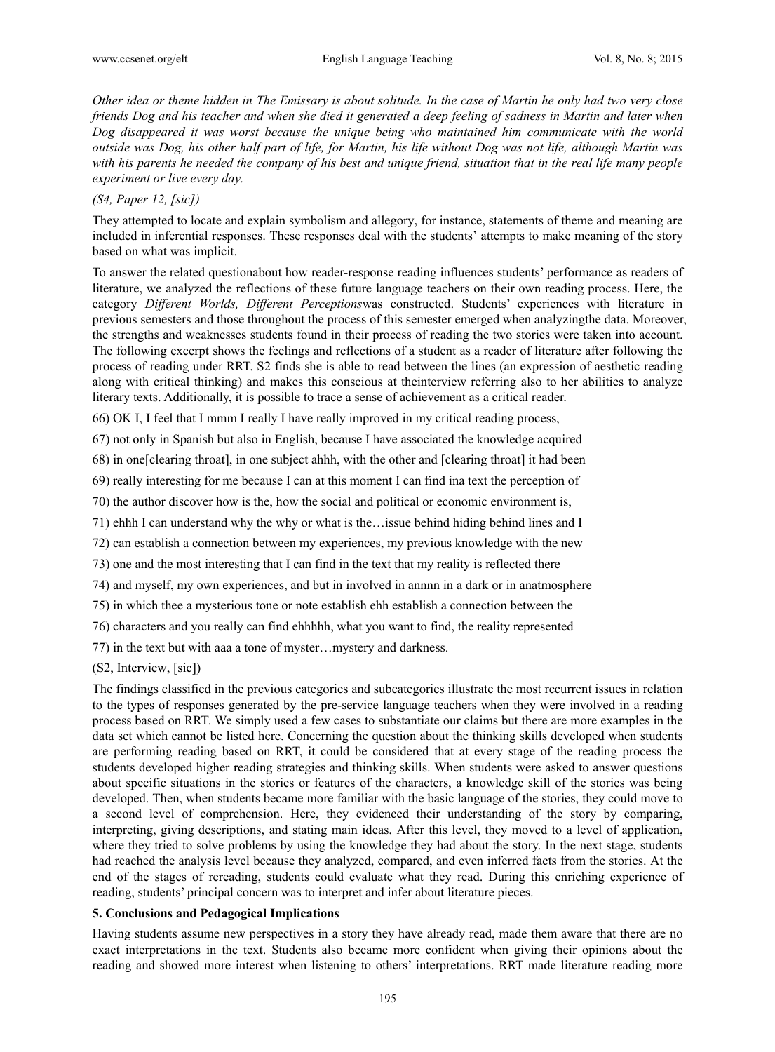*Other idea or theme hidden in The Emissary is about solitude. In the case of Martin he only had two very close friends Dog and his teacher and when she died it generated a deep feeling of sadness in Martin and later when Dog disappeared it was worst because the unique being who maintained him communicate with the world outside was Dog, his other half part of life, for Martin, his life without Dog was not life, although Martin was with his parents he needed the company of his best and unique friend, situation that in the real life many people experiment or live every day.*

*(S4, Paper 12, [sic])*

They attempted to locate and explain symbolism and allegory, for instance, statements of theme and meaning are included in inferential responses. These responses deal with the students' attempts to make meaning of the story based on what was implicit.

To answer the related questionabout how reader-response reading influences students' performance as readers of literature, we analyzed the reflections of these future language teachers on their own reading process. Here, the category *Different Worlds, Different Perceptions*was constructed. Students' experiences with literature in previous semesters and those throughout the process of this semester emerged when analyzingthe data. Moreover, the strengths and weaknesses students found in their process of reading the two stories were taken into account. The following excerpt shows the feelings and reflections of a student as a reader of literature after following the process of reading under RRT. S2 finds she is able to read between the lines (an expression of aesthetic reading along with critical thinking) and makes this conscious at theinterview referring also to her abilities to analyze literary texts. Additionally, it is possible to trace a sense of achievement as a critical reader.

66) OK I, I feel that I mmm I really I have really improved in my critical reading process,

67) not only in Spanish but also in English, because I have associated the knowledge acquired

68) in one[clearing throat], in one subject ahhh, with the other and [clearing throat] it had been

69) really interesting for me because I can at this moment I can find ina text the perception of

70) the author discover how is the, how the social and political or economic environment is,

71) ehhh I can understand why the why or what is the…issue behind hiding behind lines and I

72) can establish a connection between my experiences, my previous knowledge with the new

73) one and the most interesting that I can find in the text that my reality is reflected there

74) and myself, my own experiences, and but in involved in annnn in a dark or in anatmosphere

75) in which thee a mysterious tone or note establish ehh establish a connection between the

76) characters and you really can find ehhhhh, what you want to find, the reality represented

77) in the text but with aaa a tone of myster…mystery and darkness.

(S2, Interview, [sic])

The findings classified in the previous categories and subcategories illustrate the most recurrent issues in relation to the types of responses generated by the pre-service language teachers when they were involved in a reading process based on RRT. We simply used a few cases to substantiate our claims but there are more examples in the data set which cannot be listed here. Concerning the question about the thinking skills developed when students are performing reading based on RRT, it could be considered that at every stage of the reading process the students developed higher reading strategies and thinking skills. When students were asked to answer questions about specific situations in the stories or features of the characters, a knowledge skill of the stories was being developed. Then, when students became more familiar with the basic language of the stories, they could move to a second level of comprehension. Here, they evidenced their understanding of the story by comparing, interpreting, giving descriptions, and stating main ideas. After this level, they moved to a level of application, where they tried to solve problems by using the knowledge they had about the story. In the next stage, students had reached the analysis level because they analyzed, compared, and even inferred facts from the stories. At the end of the stages of rereading, students could evaluate what they read. During this enriching experience of reading, students' principal concern was to interpret and infer about literature pieces.

## 5. Conclusions and Pedagogical Implications

Having students assume new perspectives in a story they have already read, made them aware that there are no exact interpretations in the text. Students also became more confident when giving their opinions about the reading and showed more interest when listening to others' interpretations. RRT made literature reading more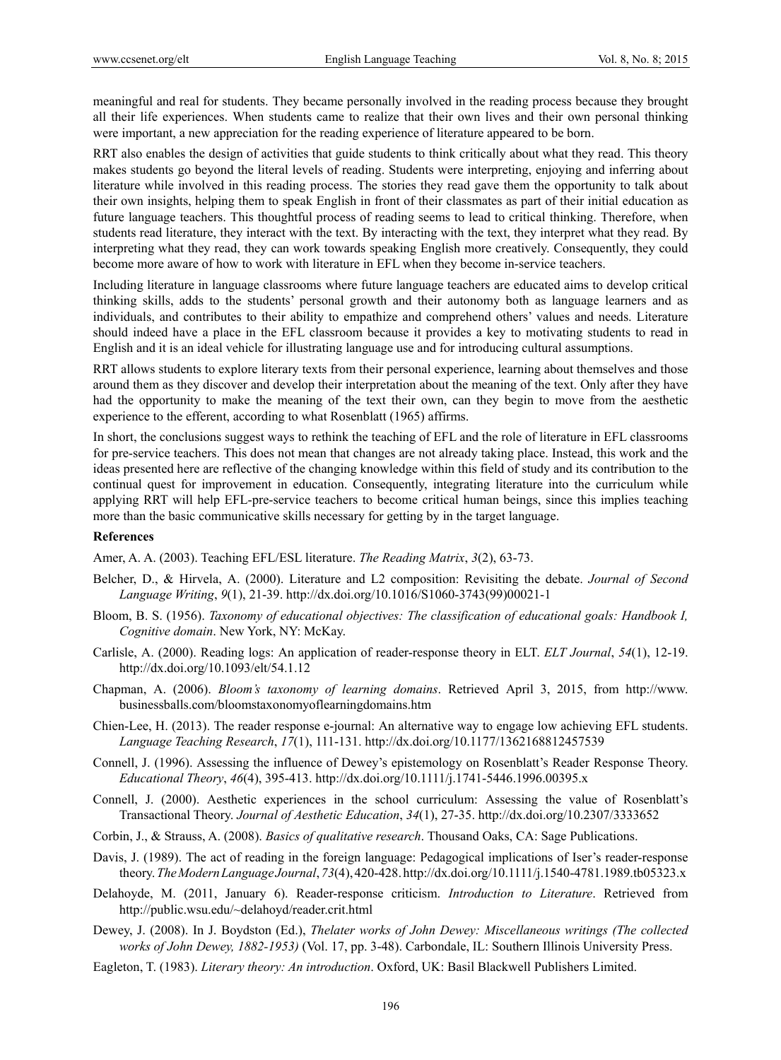meaningful and real for students. They became personally involved in the reading process because they brought all their life experiences. When students came to realize that their own lives and their own personal thinking were important, a new appreciation for the reading experience of literature appeared to be born.

RRT also enables the design of activities that guide students to think critically about what they read. This theory makes students go beyond the literal levels of reading. Students were interpreting, enjoying and inferring about literature while involved in this reading process. The stories they read gave them the opportunity to talk about their own insights, helping them to speak English in front of their classmates as part of their initial education as future language teachers. This thoughtful process of reading seems to lead to critical thinking. Therefore, when students read literature, they interact with the text. By interacting with the text, they interpret what they read. By interpreting what they read, they can work towards speaking English more creatively. Consequently, they could become more aware of how to work with literature in EFL when they become in-service teachers.

Including literature in language classrooms where future language teachers are educated aims to develop critical thinking skills, adds to the students' personal growth and their autonomy both as language learners and as individuals, and contributes to their ability to empathize and comprehend others' values and needs. Literature should indeed have a place in the EFL classroom because it provides a key to motivating students to read in English and it is an ideal vehicle for illustrating language use and for introducing cultural assumptions.

RRT allows students to explore literary texts from their personal experience, learning about themselves and those around them as they discover and develop their interpretation about the meaning of the text. Only after they have had the opportunity to make the meaning of the text their own, can they begin to move from the aesthetic experience to the efferent, according to what Rosenblatt (1965) affirms.

In short, the conclusions suggest ways to rethink the teaching of EFL and the role of literature in EFL classrooms for pre-service teachers. This does not mean that changes are not already taking place. Instead, this work and the ideas presented here are reflective of the changing knowledge within this field of study and its contribution to the continual quest for improvement in education. Consequently, integrating literature into the curriculum while applying RRT will help EFL-pre-service teachers to become critical human beings, since this implies teaching more than the basic communicative skills necessary for getting by in the target language.

**References**

Amer, A. A. (2003). Teaching EFL/ESL literature. *The Reading Matrix*, *3*(2), 63-73.

Belcher, D., & Hirvela, A. (2000). Literature and L2 composition: Revisiting the debate. *Journal of Second Language Writing*, *9*(1), 21-39. http://dx.doi.org/10.1016/S1060-3743(99)00021-1

Bloom, B. S. (1956). *Taxonomy of educational objectives: The classification of educational goals: Handbook I, Cognitive domain*. New York, NY: McKay.

Carlisle, A. (2000). Reading logs: An application of reader-response theory in ELT. *ELT Journal*, *54*(1), 12-19. http://dx.doi.org/10.1093/elt/54.1.12

Chapman, A. (2006). *Bloom's taxonomy of learning domains*. Retrieved April 3, 2015, from http://www.businessballs.com/bloomstaxonomyoflearningdomains.htm

Chien-Lee, H. (2013). The reader response e-journal: An alternative way to engage low achieving EFL students. *Language Teaching Research*, *17*(1), 111-131. http://dx.doi.org/10.1177/1362168812457539

Connell, J. (1996). Assessing the influence of Dewey's epistemology on Rosenblatt's Reader Response Theory. *Educational Theory*, *46*(4), 395-413. http://dx.doi.org/10.1111/j.1741-5446.1996.00395.x

Connell, J. (2000). Aesthetic experiences in the school curriculum: Assessing the value of Rosenblatt's Transactional Theory. *Journal of Aesthetic Education*, *34*(1), 27-35. http://dx.doi.org/10.2307/3333652

Corbin, J., & Strauss, A. (2008). *Basics of qualitative research*. Thousand Oaks, CA: Sage Publications.

Davis, J. (1989). The act of reading in the foreign language: Pedagogical implications of Iser's reader-response theory. *The Modern Language Journal*, *73*(4), 420-428. http://dx.doi.org/10.1111/j.1540-4781.1989.tb05323.x

Delahoyde, M. (2011, January 6). Reader-response criticism. *Introduction to Literature*. Retrieved from http://public.wsu.edu/~delahoyd/reader.crit.html

Dewey, J. (2008). In J. Boydston (Ed.), *Thelater works of John Dewey: Miscellaneous writings (The collected works of John Dewey, 1882-1953)* (Vol. 17, pp. 3-48). Carbondale, IL: Southern Illinois University Press.

Eagleton, T. (1983). *Literary theory: An introduction*. Oxford, UK: Basil Blackwell Publishers Limited.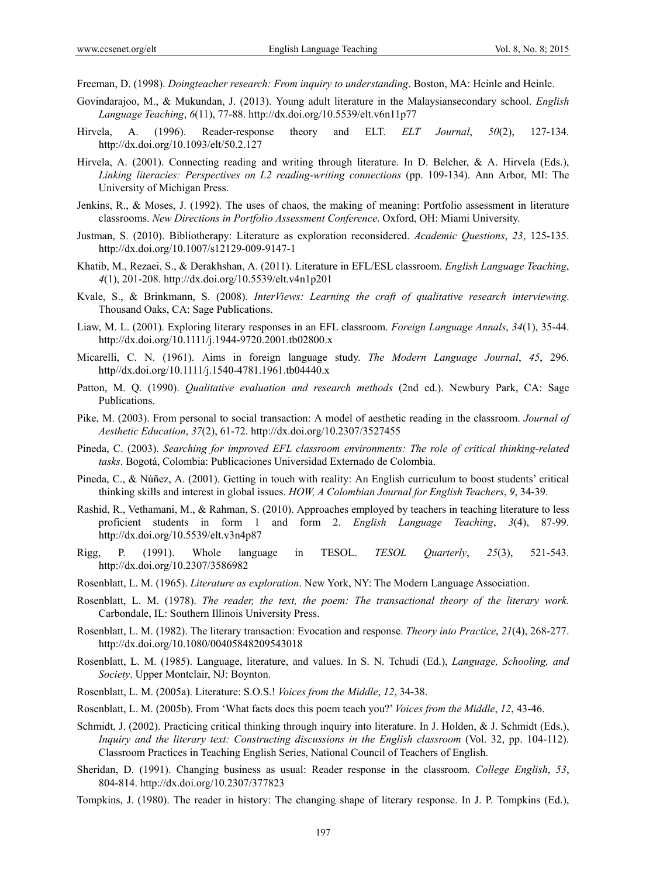Freeman, D. (1998). *Doingteacher research: From inquiry to understanding*. Boston, MA: Heinle and Heinle.

Govindarajoo, M., & Mukundan, J. (2013). Young adult literature in the Malaysiansecondary school. *English Language Teaching*, *6*(11), 77-88. http://dx.doi.org/10.5539/elt.v6n11p77

Hirvela, A. (1996). Reader-response theory and ELT. *ELT Journal*, *50*(2), 127-134. http://dx.doi.org/10.1093/elt/50.2.127

Hirvela, A. (2001). Connecting reading and writing through literature. In D. Belcher, & A. Hirvela (Eds.), *Linking literacies: Perspectives on L2 reading-writing connections* (pp. 109-134). Ann Arbor, MI: The University of Michigan Press.

Jenkins, R., & Moses, J. (1992). The uses of chaos, the making of meaning: Portfolio assessment in literature classrooms. *New Directions in Portfolio Assessment Conference*. Oxford, OH: Miami University.

Justman, S. (2010). Bibliotherapy: Literature as exploration reconsidered. *Academic Questions*, *23*, 125-135. http://dx.doi.org/10.1007/s12129-009-9147-1

Khatib, M., Rezaei, S., & Derakhshan, A. (2011). Literature in EFL/ESL classroom. *English Language Teaching*, *4*(1), 201-208. http://dx.doi.org/10.5539/elt.v4n1p201

Kvale, S., & Brinkmann, S. (2008). *InterViews: Learning the craft of qualitative research interviewing*. Thousand Oaks, CA: Sage Publications.

Liaw, M. L. (2001). Exploring literary responses in an EFL classroom. *Foreign Language Annals*, *34*(1), 35-44. http://dx.doi.org/10.1111/j.1944-9720.2001.tb02800.x

Micarelli, C. N. (1961). Aims in foreign language study. *The Modern Language Journal*, *45*, 296. http//dx.doi.org/10.1111/j.1540-4781.1961.tb04440.x

Patton, M. Q. (1990). *Qualitative evaluation and research methods* (2nd ed.). Newbury Park, CA: Sage Publications.

Pike, M. (2003). From personal to social transaction: A model of aesthetic reading in the classroom. *Journal of Aesthetic Education*, *37*(2), 61-72. http://dx.doi.org/10.2307/3527455

Pineda, C. (2003). *Searching for improved EFL classroom environments: The role of critical thinking-related tasks*. Bogotá, Colombia: Publicaciones Universidad Externado de Colombia.

Pineda, C., & Núñez, A. (2001). Getting in touch with reality: An English curriculum to boost students' critical thinking skills and interest in global issues. *HOW, A Colombian Journal for English Teachers*, *9*, 34-39.

Rashid, R., Vethamani, M., & Rahman, S. (2010). Approaches employed by teachers in teaching literature to less proficient students in form 1 and form 2. *English Language Teaching*, *3*(4), 87-99. http://dx.doi.org/10.5539/elt.v3n4p87

Rigg, P. (1991). Whole language in TESOL. *TESOL Quarterly*, *25*(3), 521-543. http://dx.doi.org/10.2307/3586982

Rosenblatt, L. M. (1965). *Literature as exploration*. New York, NY: The Modern Language Association.

Rosenblatt, L. M. (1978). *The reader, the text, the poem: The transactional theory of the literary work*. Carbondale, IL: Southern Illinois University Press.

Rosenblatt, L. M. (1982). The literary transaction: Evocation and response. *Theory into Practice*, *21*(4), 268-277. http://dx.doi.org/10.1080/00405848209543018

Rosenblatt, L. M. (1985). Language, literature, and values. In S. N. Tchudi (Ed.), *Language, Schooling, and Society*. Upper Montclair, NJ: Boynton.

Rosenblatt, L. M. (2005a). Literature: S.O.S.! *Voices from the Middle*, *12*, 34-38.

Rosenblatt, L. M. (2005b). From 'What facts does this poem teach you?' *Voices from the Middle*, *12*, 43-46.

Schmidt, J. (2002). Practicing critical thinking through inquiry into literature. In J. Holden, & J. Schmidt (Eds.), *Inquiry and the literary text: Constructing discussions in the English classroom* (Vol. 32, pp. 104-112). Classroom Practices in Teaching English Series, National Council of Teachers of English.

Sheridan, D. (1991). Changing business as usual: Reader response in the classroom. *College English*, *53*, 804-814. http://dx.doi.org/10.2307/377823

Tompkins, J. (1980). The reader in history: The changing shape of literary response. In J. P. Tompkins (Ed.),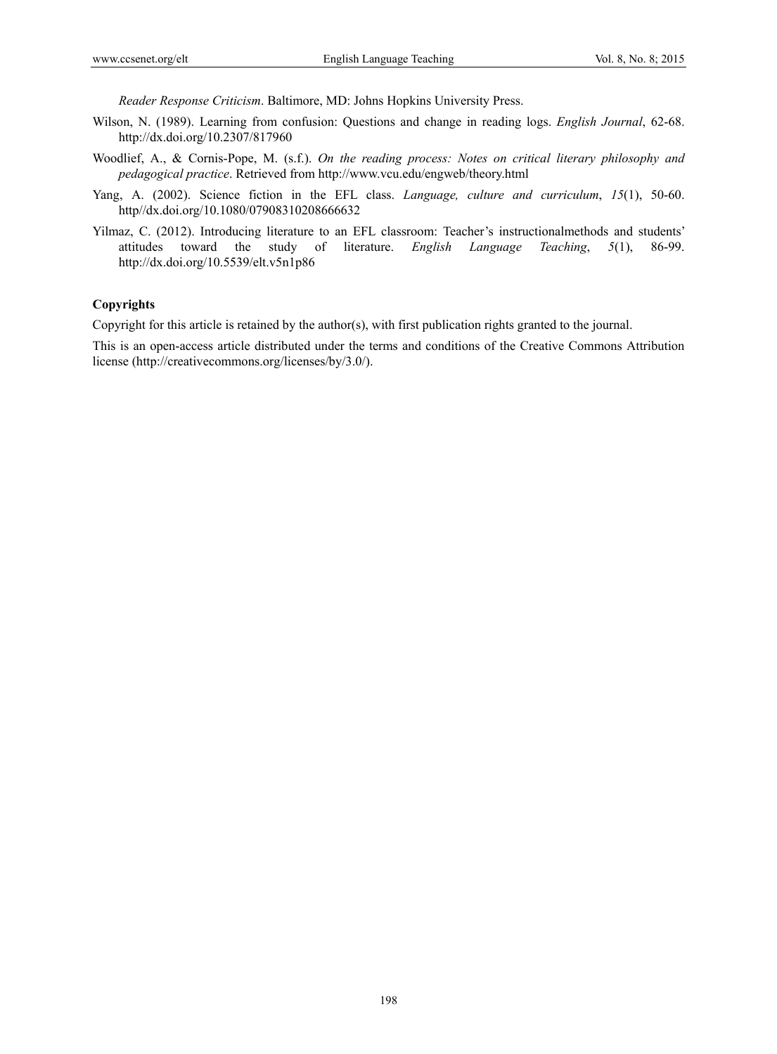*Reader Response Criticism*. Baltimore, MD: Johns Hopkins University Press.

Wilson, N. (1989). Learning from confusion: Questions and change in reading logs. *English Journal*, 62-68. http://dx.doi.org/10.2307/817960

Woodlief, A., & Cornis-Pope, M. (s.f.). *On the reading process: Notes on critical literary philosophy and pedagogical practice*. Retrieved from http://www.vcu.edu/engweb/theory.html

Yang, A. (2002). Science fiction in the EFL class. *Language, culture and curriculum*, *15*(1), 50-60. http//dx.doi.org/10.1080/07908310208666632

Yilmaz, C. (2012). Introducing literature to an EFL classroom: Teacher's instructionalmethods and students' attitudes toward the study of literature. *English Language Teaching*, *5*(1), 86-99. http://dx.doi.org/10.5539/elt.v5n1p86

## Copyrights

Copyright for this article is retained by the author(s), with first publication rights granted to the journal.

This is an open-access article distributed under the terms and conditions of the Creative Commons Attribution license (http://creativecommons.org/licenses/by/3.0/).